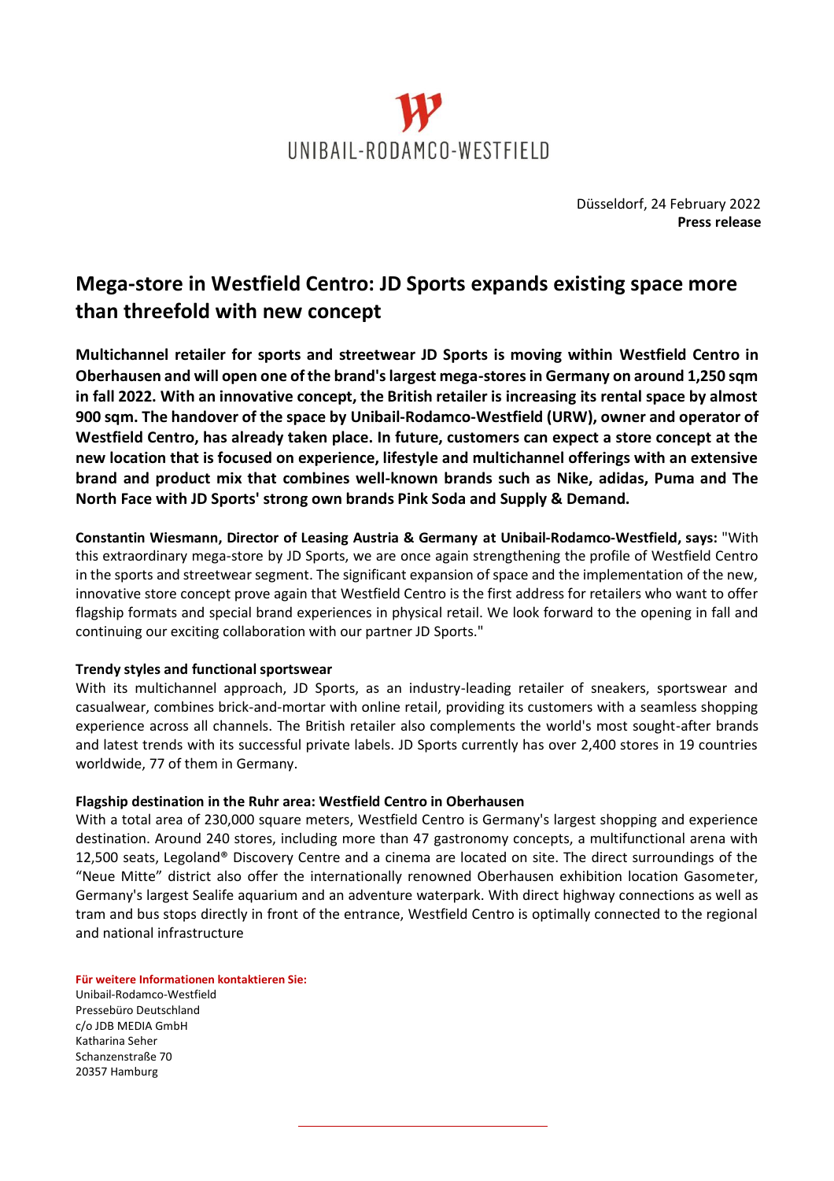UNIBAIL-RODAMCO-WESTFIELD

Düsseldorf, 24 February 2022
**Press release**

# Mega-store in Westfield Centro: JD Sports expands existing space more than threefold with new concept

**Multichannel retailer for sports and streetwear JD Sports is moving within Westfield Centro in Oberhausen and will open one of the brand's largest mega-stores in Germany on around 1,250 sqm in fall 2022. With an innovative concept, the British retailer is increasing its rental space by almost 900 sqm. The handover of the space by Unibail-Rodamco-Westfield (URW), owner and operator of Westfield Centro, has already taken place. In future, customers can expect a store concept at the new location that is focused on experience, lifestyle and multichannel offerings with an extensive brand and product mix that combines well-known brands such as Nike, adidas, Puma and The North Face with JD Sports' strong own brands Pink Soda and Supply & Demand.**

**Constantin Wiesmann, Director of Leasing Austria & Germany at Unibail-Rodamco-Westfield, says:** "With this extraordinary mega-store by JD Sports, we are once again strengthening the profile of Westfield Centro in the sports and streetwear segment. The significant expansion of space and the implementation of the new, innovative store concept prove again that Westfield Centro is the first address for retailers who want to offer flagship formats and special brand experiences in physical retail. We look forward to the opening in fall and continuing our exciting collaboration with our partner JD Sports."

### Trendy styles and functional sportswear

With its multichannel approach, JD Sports, as an industry-leading retailer of sneakers, sportswear and casualwear, combines brick-and-mortar with online retail, providing its customers with a seamless shopping experience across all channels. The British retailer also complements the world's most sought-after brands and latest trends with its successful private labels. JD Sports currently has over 2,400 stores in 19 countries worldwide, 77 of them in Germany.

### Flagship destination in the Ruhr area: Westfield Centro in Oberhausen

With a total area of 230,000 square meters, Westfield Centro is Germany's largest shopping and experience destination. Around 240 stores, including more than 47 gastronomy concepts, a multifunctional arena with 12,500 seats, Legoland® Discovery Centre and a cinema are located on site. The direct surroundings of the "Neue Mitte" district also offer the internationally renowned Oberhausen exhibition location Gasometer, Germany's largest Sealife aquarium and an adventure waterpark. With direct highway connections as well as tram and bus stops directly in front of the entrance, Westfield Centro is optimally connected to the regional and national infrastructure

**Für weitere Informationen kontaktieren Sie:**
Unibail-Rodamco-Westfield
Pressebüro Deutschland
c/o JDB MEDIA GmbH
Katharina Seher
Schanzenstraße 70
20357 Hamburg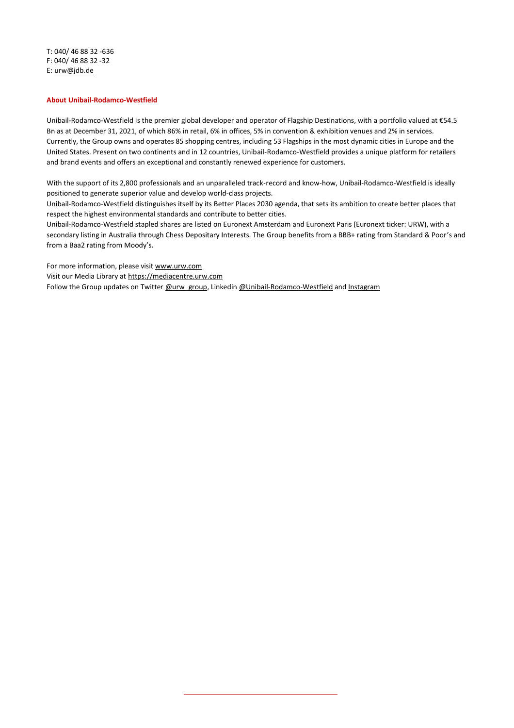T: 040/ 46 88 32 -636
F: 040/ 46 88 32 -32
E: urw@jdb.de

**About Unibail-Rodamco-Westfield**

Unibail-Rodamco-Westfield is the premier global developer and operator of Flagship Destinations, with a portfolio valued at €54.5 Bn as at December 31, 2021, of which 86% in retail, 6% in offices, 5% in convention & exhibition venues and 2% in services. Currently, the Group owns and operates 85 shopping centres, including 53 Flagships in the most dynamic cities in Europe and the United States. Present on two continents and in 12 countries, Unibail-Rodamco-Westfield provides a unique platform for retailers and brand events and offers an exceptional and constantly renewed experience for customers.

With the support of its 2,800 professionals and an unparalleled track-record and know-how, Unibail-Rodamco-Westfield is ideally positioned to generate superior value and develop world-class projects.
Unibail-Rodamco-Westfield distinguishes itself by its Better Places 2030 agenda, that sets its ambition to create better places that respect the highest environmental standards and contribute to better cities.
Unibail-Rodamco-Westfield stapled shares are listed on Euronext Amsterdam and Euronext Paris (Euronext ticker: URW), with a secondary listing in Australia through Chess Depositary Interests. The Group benefits from a BBB+ rating from Standard & Poor's and from a Baa2 rating from Moody's.

For more information, please visit www.urw.com
Visit our Media Library at https://mediacentre.urw.com
Follow the Group updates on Twitter @urw_group, Linkedin @Unibail-Rodamco-Westfield and Instagram